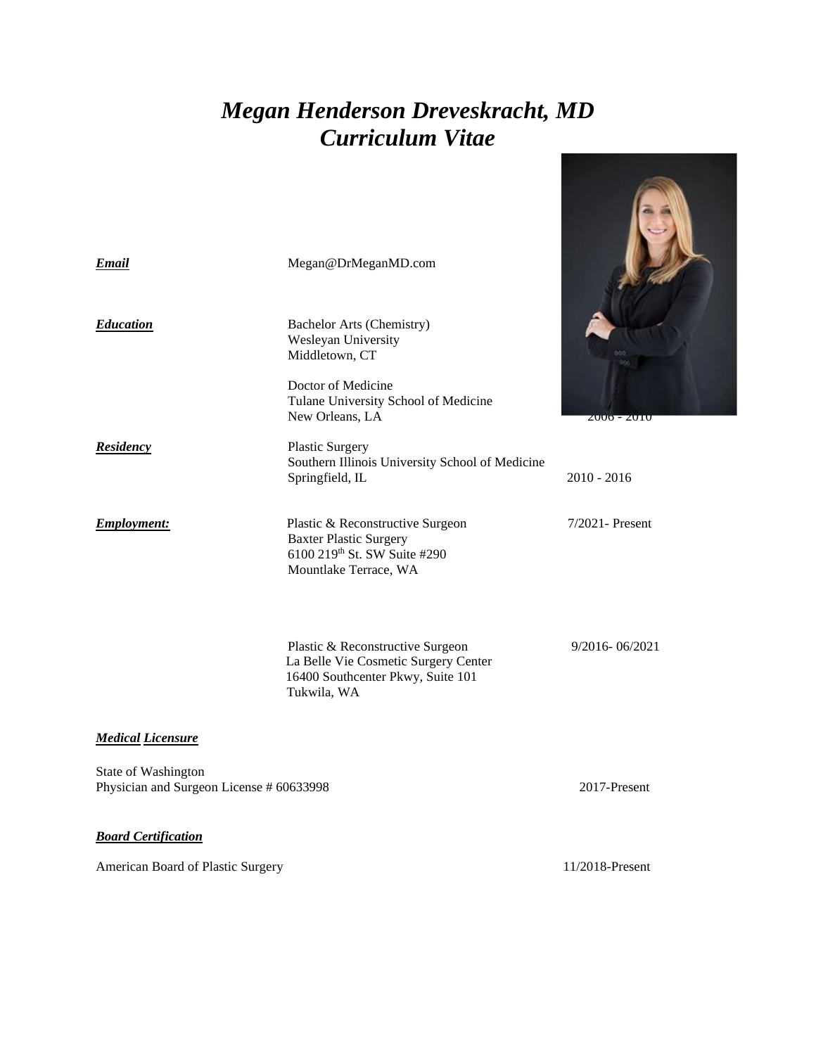# *Megan Henderson Dreveskracht, MD*
# *Curriculum Vitae*

***Email*** Megan@DrMeganMD.com

***Education***

Bachelor Arts (Chemistry)
Wesleyan University
Middletown, CT

Doctor of Medicine
Tulane University School of Medicine
New Orleans, LA — 2006 - 2010

***Residency***

Plastic Surgery
Southern Illinois University School of Medicine
Springfield, IL — 2010 - 2016

***Employment:***

Plastic & Reconstructive Surgeon — 7/2021- Present
Baxter Plastic Surgery
6100 219th St. SW Suite #290
Mountlake Terrace, WA

Plastic & Reconstructive Surgeon — 9/2016- 06/2021
La Belle Vie Cosmetic Surgery Center
16400 Southcenter Pkwy, Suite 101
Tukwila, WA

***Medical Licensure***

State of Washington
Physician and Surgeon License # 60633998 — 2017-Present

***Board Certification***

American Board of Plastic Surgery — 11/2018-Present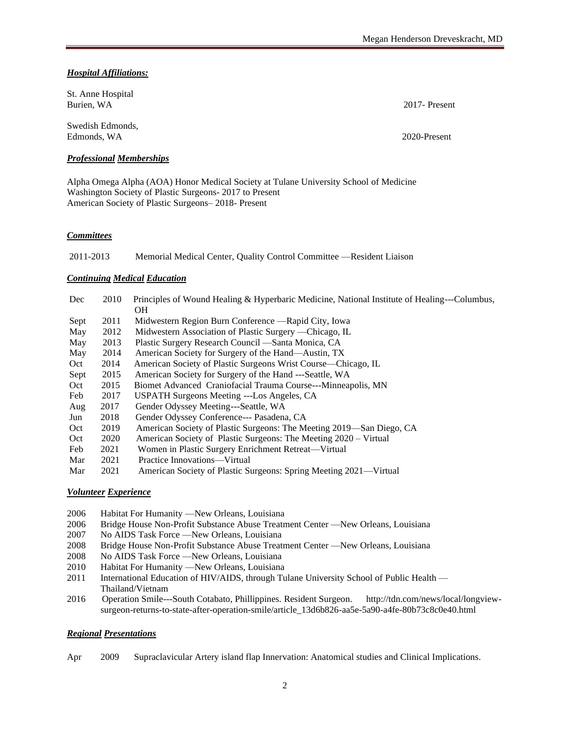### ***Hospital Affiliations:***

St. Anne Hospital
Burien, WA 2017- Present

Swedish Edmonds,
Edmonds, WA 2020-Present

### ***Professional Memberships***

Alpha Omega Alpha (AOA) Honor Medical Society at Tulane University School of Medicine
Washington Society of Plastic Surgeons- 2017 to Present
American Society of Plastic Surgeons– 2018- Present

### ***Committees***

2011-2013 Memorial Medical Center, Quality Control Committee —Resident Liaison

### ***Continuing Medical Education***

| | | |
|---|---|---|
| Dec | 2010 | Principles of Wound Healing & Hyperbaric Medicine, National Institute of Healing---Columbus, OH |
| Sept | 2011 | Midwestern Region Burn Conference —Rapid City, Iowa |
| May | 2012 | Midwestern Association of Plastic Surgery —Chicago, IL |
| May | 2013 | Plastic Surgery Research Council —Santa Monica, CA |
| May | 2014 | American Society for Surgery of the Hand—Austin, TX |
| Oct | 2014 | American Society of Plastic Surgeons Wrist Course—Chicago, IL |
| Sept | 2015 | American Society for Surgery of the Hand ---Seattle, WA |
| Oct | 2015 | Biomet Advanced Craniofacial Trauma Course---Minneapolis, MN |
| Feb | 2017 | USPATH Surgeons Meeting ---Los Angeles, CA |
| Aug | 2017 | Gender Odyssey Meeting---Seattle, WA |
| Jun | 2018 | Gender Odyssey Conference--- Pasadena, CA |
| Oct | 2019 | American Society of Plastic Surgeons: The Meeting 2019—San Diego, CA |
| Oct | 2020 | American Society of Plastic Surgeons: The Meeting 2020 – Virtual |
| Feb | 2021 | Women in Plastic Surgery Enrichment Retreat—Virtual |
| Mar | 2021 | Practice Innovations—Virtual |
| Mar | 2021 | American Society of Plastic Surgeons: Spring Meeting 2021—Virtual |

### ***Volunteer Experience***

| | |
|---|---|
| 2006 | Habitat For Humanity —New Orleans, Louisiana |
| 2006 | Bridge House Non-Profit Substance Abuse Treatment Center —New Orleans, Louisiana |
| 2007 | No AIDS Task Force —New Orleans, Louisiana |
| 2008 | Bridge House Non-Profit Substance Abuse Treatment Center —New Orleans, Louisiana |
| 2008 | No AIDS Task Force —New Orleans, Louisiana |
| 2010 | Habitat For Humanity —New Orleans, Louisiana |
| 2011 | International Education of HIV/AIDS, through Tulane University School of Public Health —Thailand/Vietnam |
| 2016 | Operation Smile---South Cotabato, Phillippines. Resident Surgeon. http://tdn.com/news/local/longview-surgeon-returns-to-state-after-operation-smile/article_13d6b826-aa5e-5a90-a4fe-80b73c8c0e40.html |

### ***Regional Presentations***

Apr 2009 Supraclavicular Artery island flap Innervation: Anatomical studies and Clinical Implications.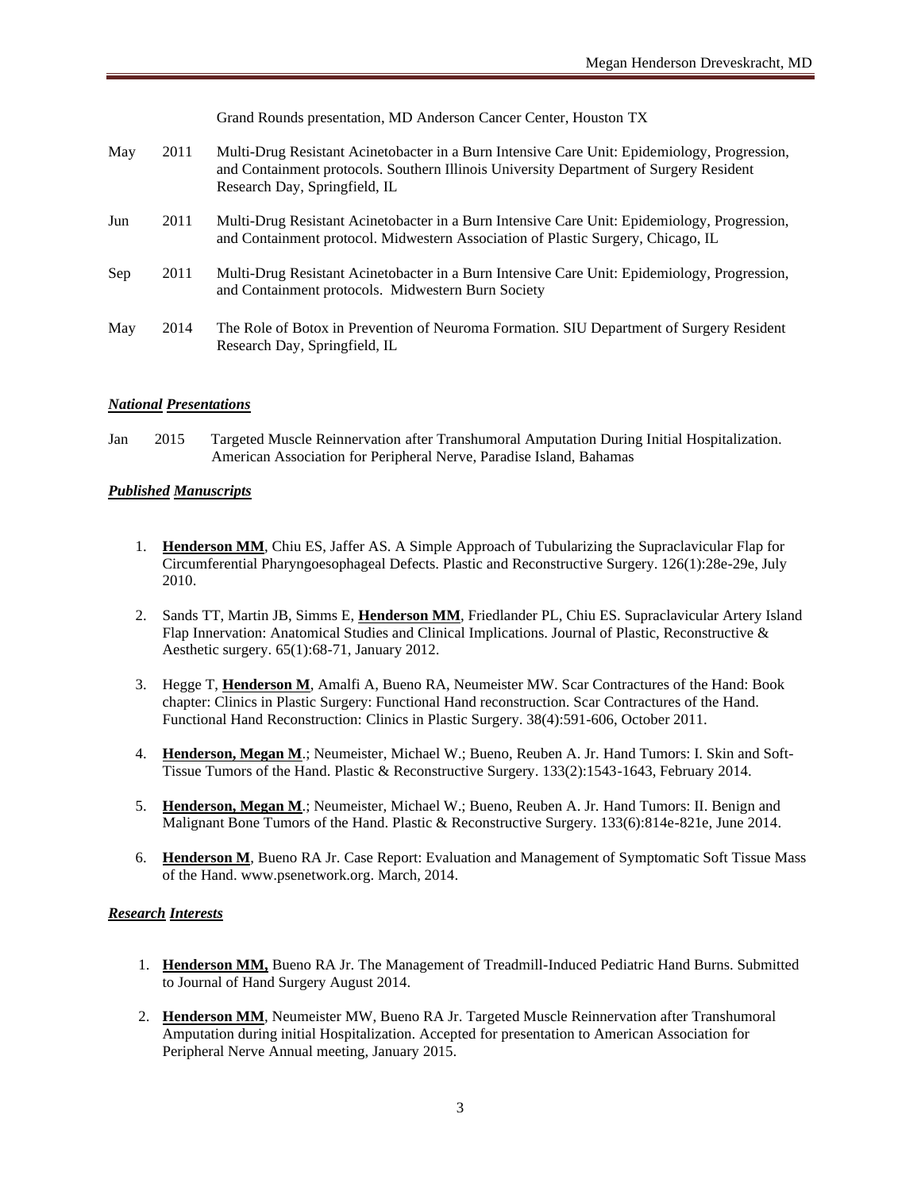Grand Rounds presentation, MD Anderson Cancer Center, Houston TX

May 2011 Multi-Drug Resistant Acinetobacter in a Burn Intensive Care Unit: Epidemiology, Progression, and Containment protocols. Southern Illinois University Department of Surgery Resident Research Day, Springfield, IL

Jun 2011 Multi-Drug Resistant Acinetobacter in a Burn Intensive Care Unit: Epidemiology, Progression, and Containment protocol. Midwestern Association of Plastic Surgery, Chicago, IL

Sep 2011 Multi-Drug Resistant Acinetobacter in a Burn Intensive Care Unit: Epidemiology, Progression, and Containment protocols. Midwestern Burn Society

May 2014 The Role of Botox in Prevention of Neuroma Formation. SIU Department of Surgery Resident Research Day, Springfield, IL

***National Presentations***

Jan 2015 Targeted Muscle Reinnervation after Transhumoral Amputation During Initial Hospitalization. American Association for Peripheral Nerve, Paradise Island, Bahamas

***Published Manuscripts***

1. **Henderson MM**, Chiu ES, Jaffer AS. A Simple Approach of Tubularizing the Supraclavicular Flap for Circumferential Pharyngoesophageal Defects. Plastic and Reconstructive Surgery. 126(1):28e-29e, July 2010.

2. Sands TT, Martin JB, Simms E, **Henderson MM**, Friedlander PL, Chiu ES. Supraclavicular Artery Island Flap Innervation: Anatomical Studies and Clinical Implications. Journal of Plastic, Reconstructive & Aesthetic surgery. 65(1):68-71, January 2012.

3. Hegge T, **Henderson M**, Amalfi A, Bueno RA, Neumeister MW. Scar Contractures of the Hand: Book chapter: Clinics in Plastic Surgery: Functional Hand reconstruction. Scar Contractures of the Hand. Functional Hand Reconstruction: Clinics in Plastic Surgery. 38(4):591-606, October 2011.

4. **Henderson, Megan M**.; Neumeister, Michael W.; Bueno, Reuben A. Jr. Hand Tumors: I. Skin and Soft-Tissue Tumors of the Hand. Plastic & Reconstructive Surgery. 133(2):1543-1643, February 2014.

5. **Henderson, Megan M**.; Neumeister, Michael W.; Bueno, Reuben A. Jr. Hand Tumors: II. Benign and Malignant Bone Tumors of the Hand. Plastic & Reconstructive Surgery. 133(6):814e-821e, June 2014.

6. **Henderson M**, Bueno RA Jr. Case Report: Evaluation and Management of Symptomatic Soft Tissue Mass of the Hand. www.psenetwork.org. March, 2014.

***Research Interests***

1. **Henderson MM,** Bueno RA Jr. The Management of Treadmill-Induced Pediatric Hand Burns. Submitted to Journal of Hand Surgery August 2014.

2. **Henderson MM**, Neumeister MW, Bueno RA Jr. Targeted Muscle Reinnervation after Transhumoral Amputation during initial Hospitalization. Accepted for presentation to American Association for Peripheral Nerve Annual meeting, January 2015.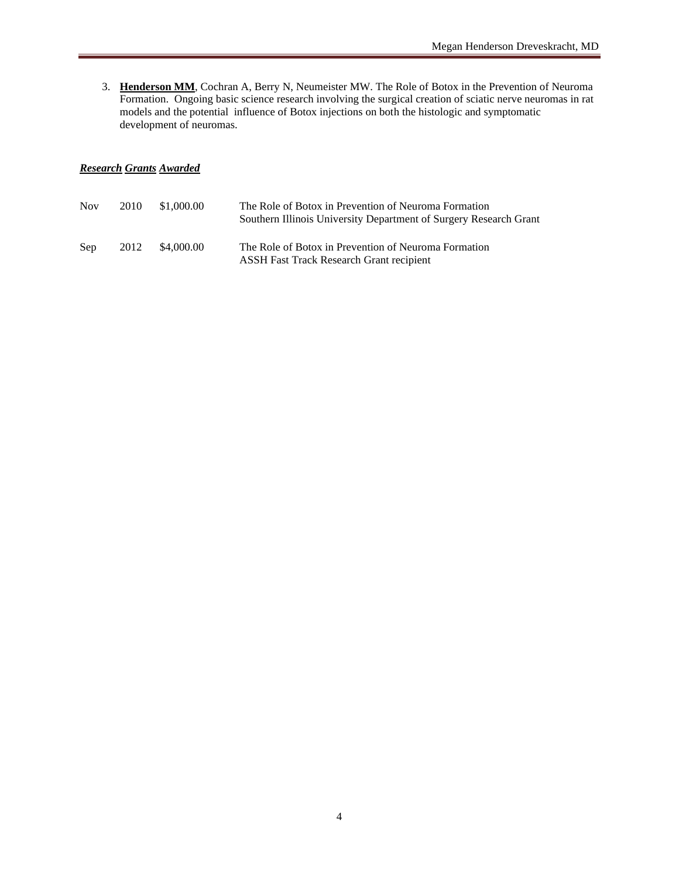3. **Henderson MM**, Cochran A, Berry N, Neumeister MW. The Role of Botox in the Prevention of Neuroma Formation. Ongoing basic science research involving the surgical creation of sciatic nerve neuromas in rat models and the potential influence of Botox injections on both the histologic and symptomatic development of neuromas.

***Research Grants Awarded***

| | | | |
|---|---|---|---|
| Nov | 2010 | \$1,000.00 | The Role of Botox in Prevention of Neuroma Formation<br>Southern Illinois University Department of Surgery Research Grant |
| Sep | 2012 | \$4,000.00 | The Role of Botox in Prevention of Neuroma Formation<br>ASSH Fast Track Research Grant recipient |